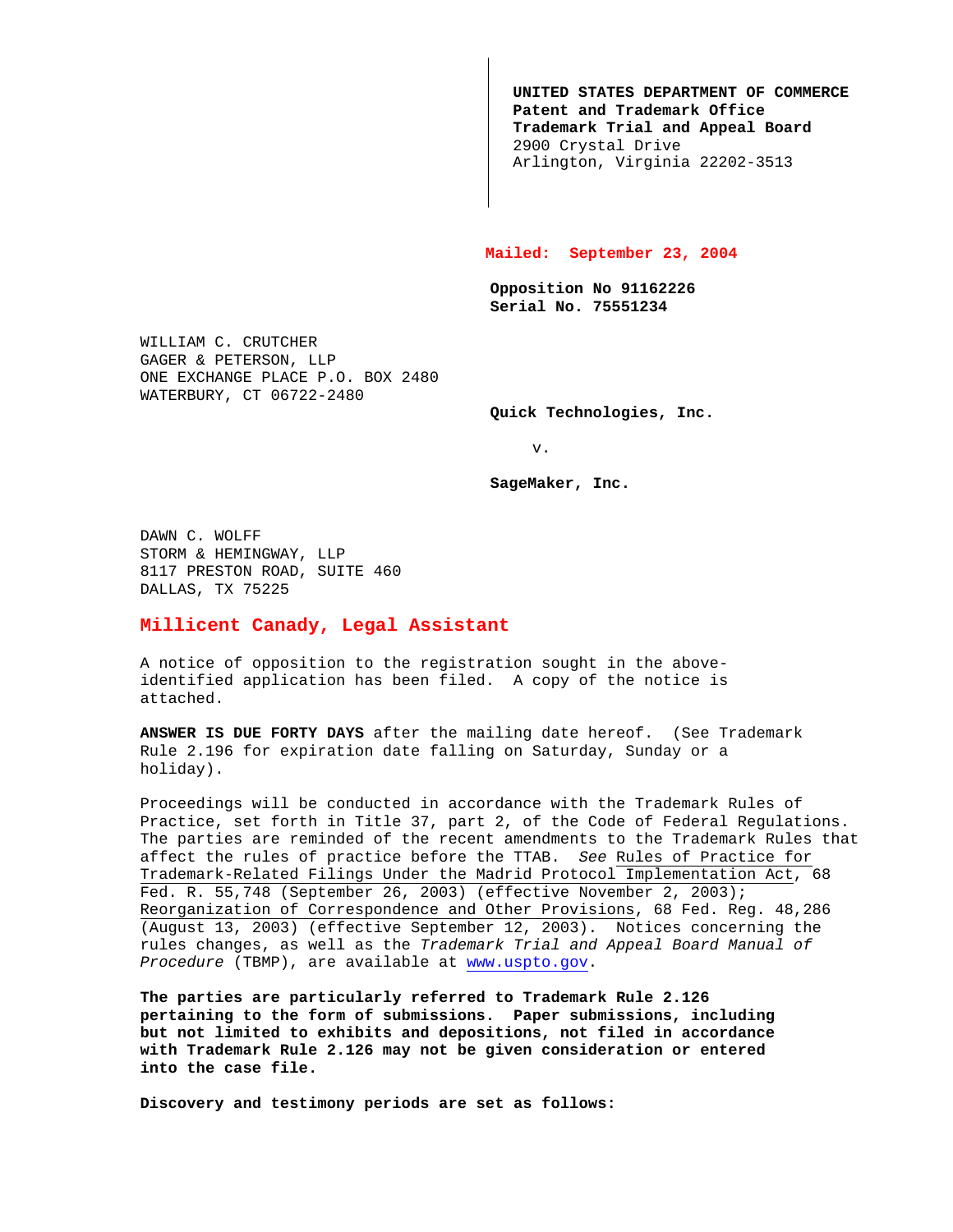**UNITED STATES DEPARTMENT OF COMMERCE**
**Patent and Trademark Office**
**Trademark Trial and Appeal Board**
2900 Crystal Drive
Arlington, Virginia 22202-3513

**Mailed: September 23, 2004**

**Opposition No 91162226**
**Serial No. 75551234**

WILLIAM C. CRUTCHER
GAGER & PETERSON, LLP
ONE EXCHANGE PLACE P.O. BOX 2480
WATERBURY, CT 06722-2480

**Quick Technologies, Inc.**

v.

**SageMaker, Inc.**

DAWN C. WOLFF
STORM & HEMINGWAY, LLP
8117 PRESTON ROAD, SUITE 460
DALLAS, TX 75225

**Millicent Canady, Legal Assistant**

A notice of opposition to the registration sought in the above-identified application has been filed. A copy of the notice is attached.

**ANSWER IS DUE FORTY DAYS** after the mailing date hereof. (See Trademark Rule 2.196 for expiration date falling on Saturday, Sunday or a holiday).

Proceedings will be conducted in accordance with the Trademark Rules of Practice, set forth in Title 37, part 2, of the Code of Federal Regulations. The parties are reminded of the recent amendments to the Trademark Rules that affect the rules of practice before the TTAB. *See* Rules of Practice for Trademark-Related Filings Under the Madrid Protocol Implementation Act, 68 Fed. R. 55,748 (September 26, 2003) (effective November 2, 2003); Reorganization of Correspondence and Other Provisions, 68 Fed. Reg. 48,286 (August 13, 2003) (effective September 12, 2003). Notices concerning the rules changes, as well as the *Trademark Trial and Appeal Board Manual of Procedure* (TBMP), are available at www.uspto.gov.

**The parties are particularly referred to Trademark Rule 2.126 pertaining to the form of submissions. Paper submissions, including but not limited to exhibits and depositions, not filed in accordance with Trademark Rule 2.126 may not be given consideration or entered into the case file.**

**Discovery and testimony periods are set as follows:**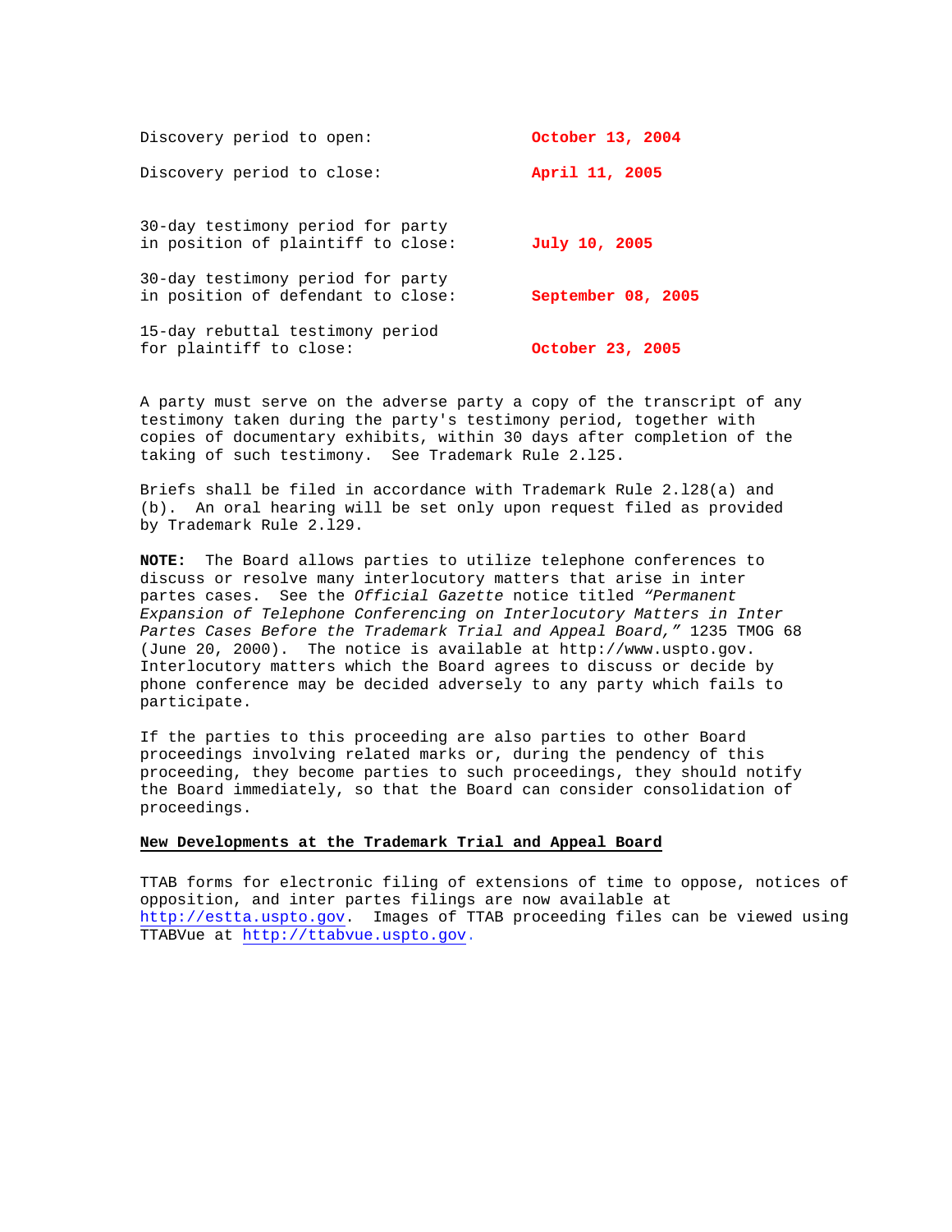| | |
|---|---|
| Discovery period to open: | **October 13, 2004** |
| Discovery period to close: | **April 11, 2005** |
| 30-day testimony period for party in position of plaintiff to close: | **July 10, 2005** |
| 30-day testimony period for party in position of defendant to close: | **September 08, 2005** |
| 15-day rebuttal testimony period for plaintiff to close: | **October 23, 2005** |

A party must serve on the adverse party a copy of the transcript of any testimony taken during the party's testimony period, together with copies of documentary exhibits, within 30 days after completion of the taking of such testimony. See Trademark Rule 2.125.

Briefs shall be filed in accordance with Trademark Rule 2.128(a) and (b). An oral hearing will be set only upon request filed as provided by Trademark Rule 2.129.

**NOTE:** The Board allows parties to utilize telephone conferences to discuss or resolve many interlocutory matters that arise in inter partes cases. See the *Official Gazette* notice titled *"Permanent Expansion of Telephone Conferencing on Interlocutory Matters in Inter Partes Cases Before the Trademark Trial and Appeal Board,"* 1235 TMOG 68 (June 20, 2000). The notice is available at http://www.uspto.gov. Interlocutory matters which the Board agrees to discuss or decide by phone conference may be decided adversely to any party which fails to participate.

If the parties to this proceeding are also parties to other Board proceedings involving related marks or, during the pendency of this proceeding, they become parties to such proceedings, they should notify the Board immediately, so that the Board can consider consolidation of proceedings.

**New Developments at the Trademark Trial and Appeal Board**

TTAB forms for electronic filing of extensions of time to oppose, notices of opposition, and inter partes filings are now available at http://estta.uspto.gov. Images of TTAB proceeding files can be viewed using TTABVue at http://ttabvue.uspto.gov.